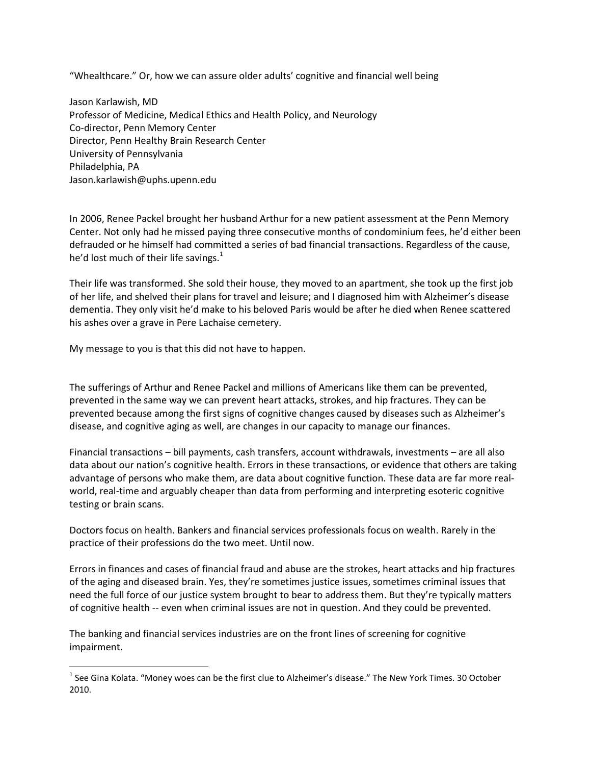"Whealthcare." Or, how we can assure older adults' cognitive and financial well being

Jason Karlawish, MD
Professor of Medicine, Medical Ethics and Health Policy, and Neurology
Co-director, Penn Memory Center
Director, Penn Healthy Brain Research Center
University of Pennsylvania
Philadelphia, PA
Jason.karlawish@uphs.upenn.edu

In 2006, Renee Packel brought her husband Arthur for a new patient assessment at the Penn Memory Center. Not only had he missed paying three consecutive months of condominium fees, he'd either been defrauded or he himself had committed a series of bad financial transactions. Regardless of the cause, he'd lost much of their life savings.[1]

Their life was transformed. She sold their house, they moved to an apartment, she took up the first job of her life, and shelved their plans for travel and leisure; and I diagnosed him with Alzheimer's disease dementia. They only visit he'd make to his beloved Paris would be after he died when Renee scattered his ashes over a grave in Pere Lachaise cemetery.

My message to you is that this did not have to happen.

The sufferings of Arthur and Renee Packel and millions of Americans like them can be prevented, prevented in the same way we can prevent heart attacks, strokes, and hip fractures. They can be prevented because among the first signs of cognitive changes caused by diseases such as Alzheimer's disease, and cognitive aging as well, are changes in our capacity to manage our finances.

Financial transactions – bill payments, cash transfers, account withdrawals, investments – are all also data about our nation's cognitive health. Errors in these transactions, or evidence that others are taking advantage of persons who make them, are data about cognitive function. These data are far more real-world, real-time and arguably cheaper than data from performing and interpreting esoteric cognitive testing or brain scans.

Doctors focus on health. Bankers and financial services professionals focus on wealth. Rarely in the practice of their professions do the two meet. Until now.

Errors in finances and cases of financial fraud and abuse are the strokes, heart attacks and hip fractures of the aging and diseased brain. Yes, they're sometimes justice issues, sometimes criminal issues that need the full force of our justice system brought to bear to address them. But they're typically matters of cognitive health -- even when criminal issues are not in question. And they could be prevented.

The banking and financial services industries are on the front lines of screening for cognitive impairment.

[1] See Gina Kolata. "Money woes can be the first clue to Alzheimer's disease." The New York Times. 30 October 2010.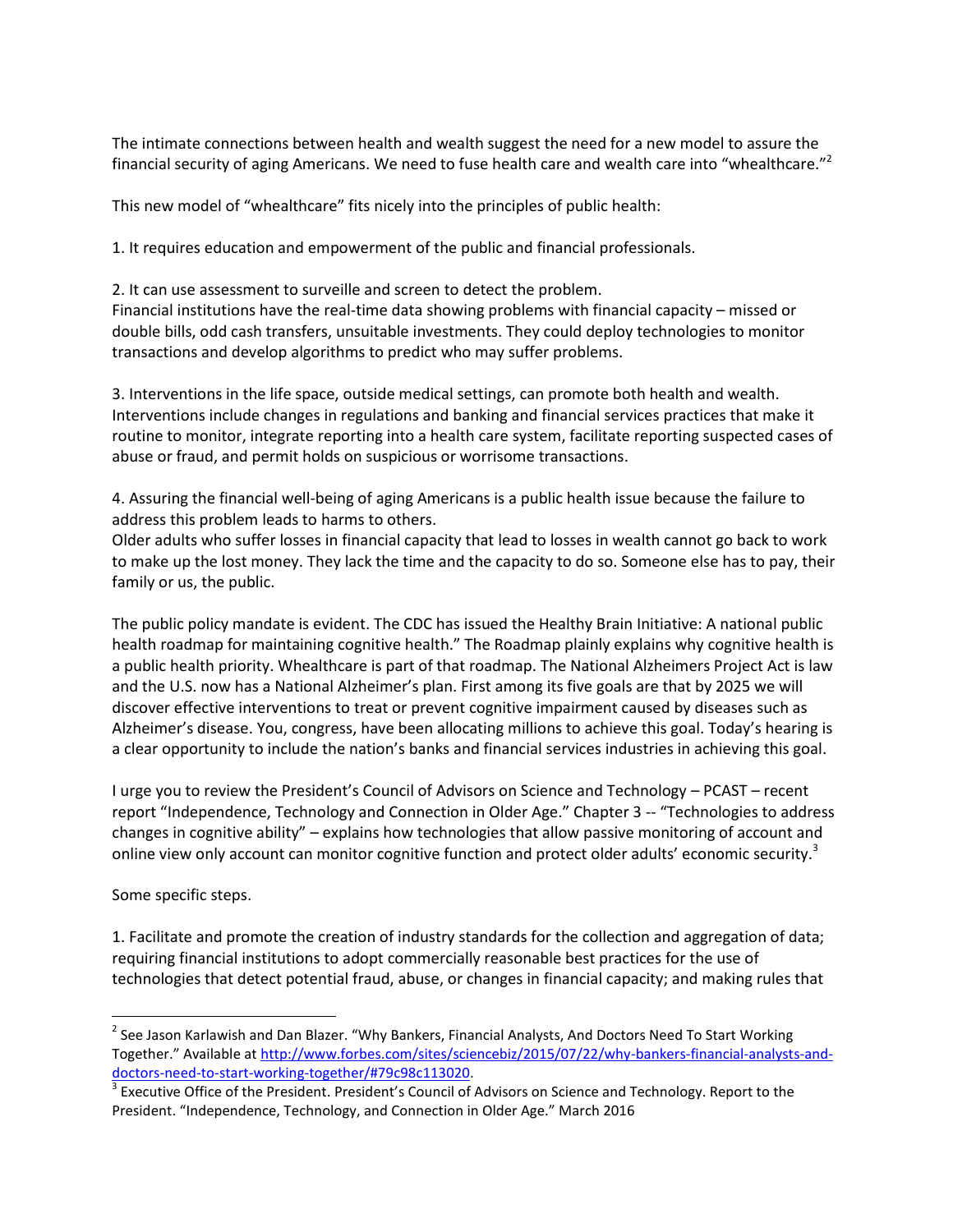The intimate connections between health and wealth suggest the need for a new model to assure the financial security of aging Americans. We need to fuse health care and wealth care into "whealthcare."[2]

This new model of "whealthcare" fits nicely into the principles of public health:

1. It requires education and empowerment of the public and financial professionals.

2. It can use assessment to surveille and screen to detect the problem.
Financial institutions have the real-time data showing problems with financial capacity – missed or double bills, odd cash transfers, unsuitable investments. They could deploy technologies to monitor transactions and develop algorithms to predict who may suffer problems.

3. Interventions in the life space, outside medical settings, can promote both health and wealth. Interventions include changes in regulations and banking and financial services practices that make it routine to monitor, integrate reporting into a health care system, facilitate reporting suspected cases of abuse or fraud, and permit holds on suspicious or worrisome transactions.

4. Assuring the financial well-being of aging Americans is a public health issue because the failure to address this problem leads to harms to others.
Older adults who suffer losses in financial capacity that lead to losses in wealth cannot go back to work to make up the lost money. They lack the time and the capacity to do so. Someone else has to pay, their family or us, the public.

The public policy mandate is evident. The CDC has issued the Healthy Brain Initiative: A national public health roadmap for maintaining cognitive health." The Roadmap plainly explains why cognitive health is a public health priority. Whealthcare is part of that roadmap. The National Alzheimers Project Act is law and the U.S. now has a National Alzheimer's plan. First among its five goals are that by 2025 we will discover effective interventions to treat or prevent cognitive impairment caused by diseases such as Alzheimer's disease. You, congress, have been allocating millions to achieve this goal. Today's hearing is a clear opportunity to include the nation's banks and financial services industries in achieving this goal.

I urge you to review the President's Council of Advisors on Science and Technology – PCAST – recent report "Independence, Technology and Connection in Older Age." Chapter 3 -- "Technologies to address changes in cognitive ability" – explains how technologies that allow passive monitoring of account and online view only account can monitor cognitive function and protect older adults' economic security.[3]

Some specific steps.

1. Facilitate and promote the creation of industry standards for the collection and aggregation of data; requiring financial institutions to adopt commercially reasonable best practices for the use of technologies that detect potential fraud, abuse, or changes in financial capacity; and making rules that

---

[2] See Jason Karlawish and Dan Blazer. "Why Bankers, Financial Analysts, And Doctors Need To Start Working Together." Available at http://www.forbes.com/sites/sciencebiz/2015/07/22/why-bankers-financial-analysts-and-doctors-need-to-start-working-together/#79c98c113020.

[3] Executive Office of the President. President's Council of Advisors on Science and Technology. Report to the President. "Independence, Technology, and Connection in Older Age." March 2016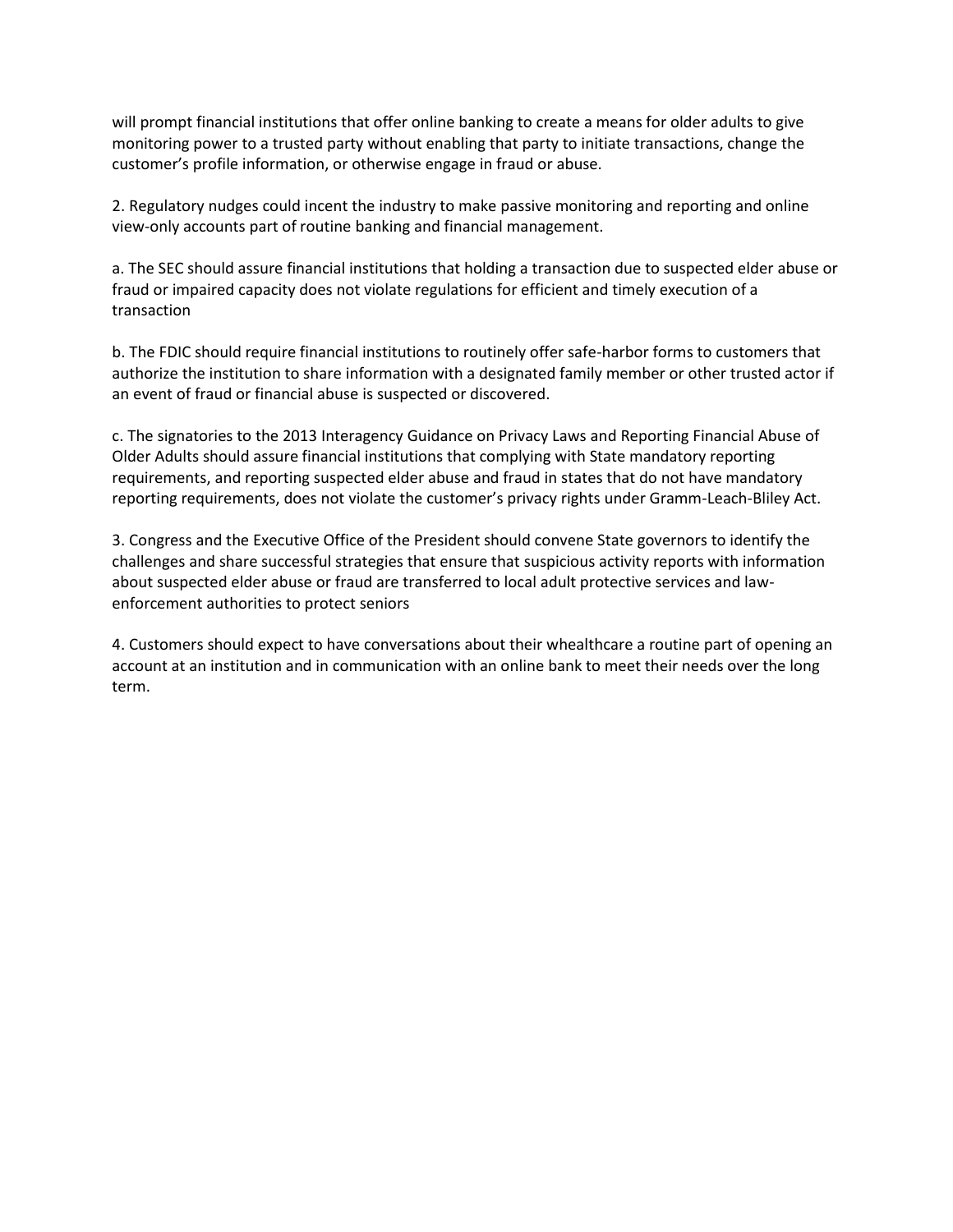will prompt financial institutions that offer online banking to create a means for older adults to give monitoring power to a trusted party without enabling that party to initiate transactions, change the customer's profile information, or otherwise engage in fraud or abuse.

2. Regulatory nudges could incent the industry to make passive monitoring and reporting and online view-only accounts part of routine banking and financial management.

a. The SEC should assure financial institutions that holding a transaction due to suspected elder abuse or fraud or impaired capacity does not violate regulations for efficient and timely execution of a transaction

b. The FDIC should require financial institutions to routinely offer safe-harbor forms to customers that authorize the institution to share information with a designated family member or other trusted actor if an event of fraud or financial abuse is suspected or discovered.

c. The signatories to the 2013 Interagency Guidance on Privacy Laws and Reporting Financial Abuse of Older Adults should assure financial institutions that complying with State mandatory reporting requirements, and reporting suspected elder abuse and fraud in states that do not have mandatory reporting requirements, does not violate the customer's privacy rights under Gramm-Leach-Bliley Act.

3. Congress and the Executive Office of the President should convene State governors to identify the challenges and share successful strategies that ensure that suspicious activity reports with information about suspected elder abuse or fraud are transferred to local adult protective services and law-enforcement authorities to protect seniors

4. Customers should expect to have conversations about their whealthcare a routine part of opening an account at an institution and in communication with an online bank to meet their needs over the long term.